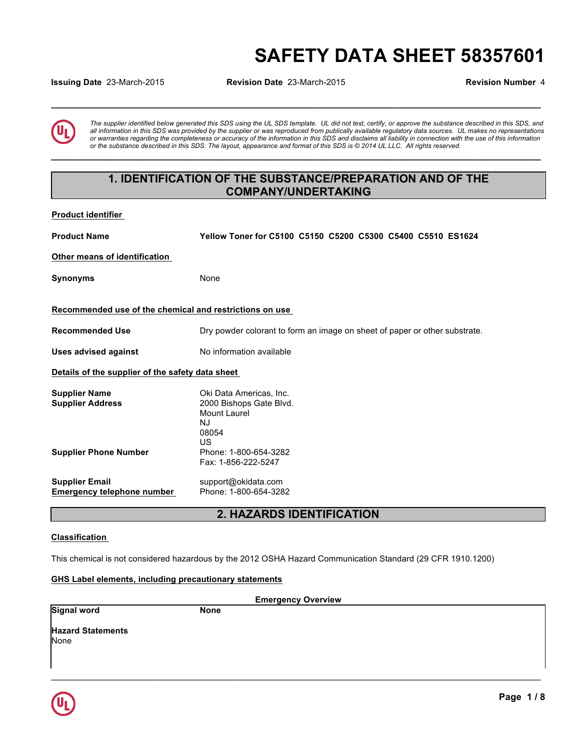# SAFETY DATA SHEET 58357601

**Issuing Date** 23-March-2015 **Revision Date** 23-March-2015 **Revision Number** 4

*The supplier identified below generated this SDS using the UL SDS template. UL did not test, certify, or approve the substance described in this SDS, and all information in this SDS was provided by the supplier or was reproduced from publically available regulatory data sources. UL makes no representations or warranties regarding the completeness or accuracy of the information in this SDS and disclaims all liability in connection with the use of this information or the substance described in this SDS. The layout, appearance and format of this SDS is © 2014 UL LLC. All rights reserved.*

## 1. IDENTIFICATION OF THE SUBSTANCE/PREPARATION AND OF THE COMPANY/UNDERTAKING

**Product identifier**

**Product Name** **Yellow Toner for C5100 C5150 C5200 C5300 C5400 C5510 ES1624**

**Other means of identification**

**Synonyms** None

**Recommended use of the chemical and restrictions on use**

**Recommended Use** Dry powder colorant to form an image on sheet of paper or other substrate.

**Uses advised against** No information available

**Details of the supplier of the safety data sheet**

**Supplier Name** Oki Data Americas, Inc.
**Supplier Address** 2000 Bishops Gate Blvd.
Mount Laurel
NJ
08054
US

**Supplier Phone Number** Phone: 1-800-654-3282
Fax: 1-856-222-5247

**Supplier Email** support@okidata.com
**Emergency telephone number** Phone: 1-800-654-3282

## 2. HAZARDS IDENTIFICATION

**Classification**

This chemical is not considered hazardous by the 2012 OSHA Hazard Communication Standard (29 CFR 1910.1200)

**GHS Label elements, including precautionary statements**

**Emergency Overview**

**Signal word** **None**

**Hazard Statements**
None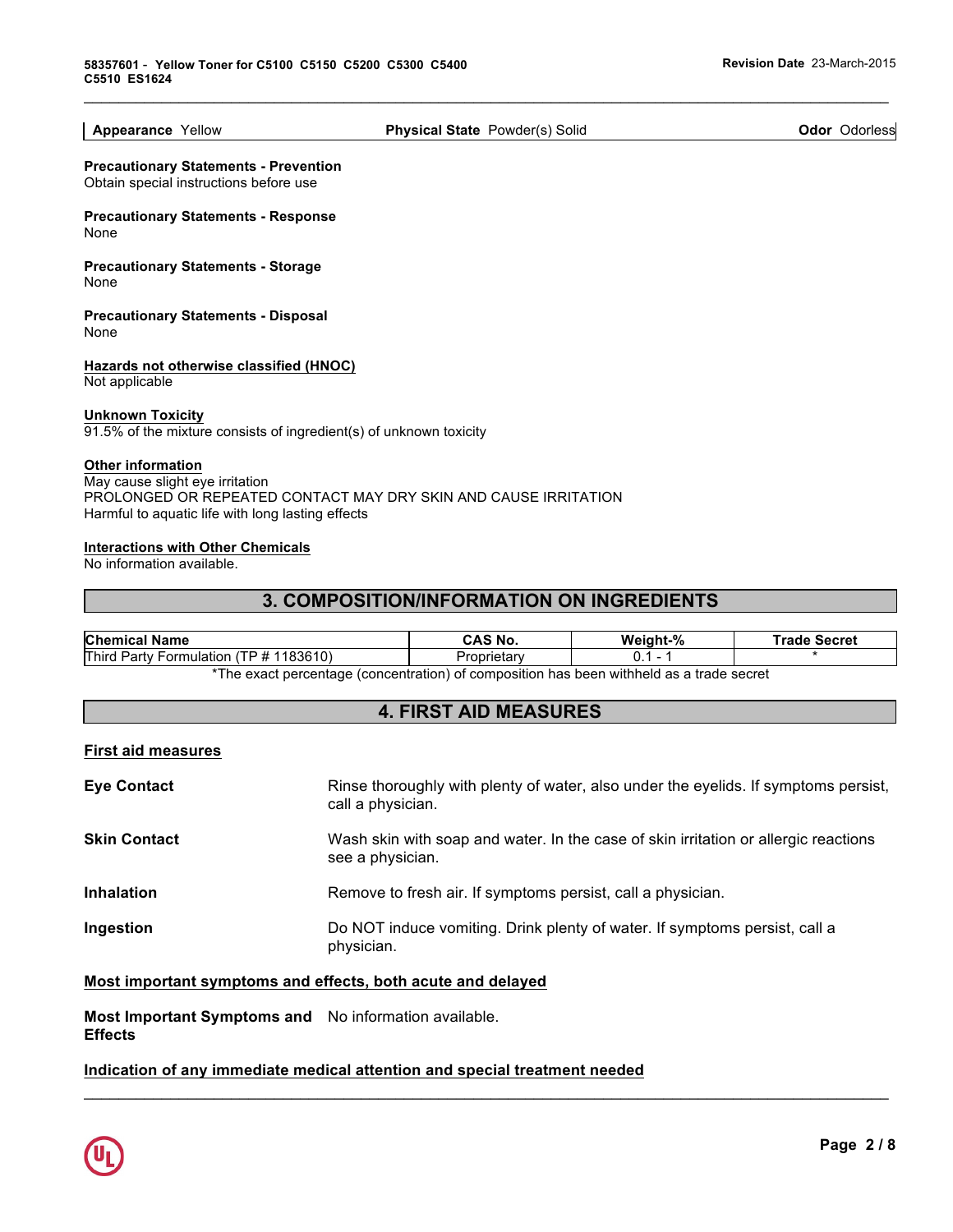| Appearance Yellow | Physical State Powder(s) Solid | Odor Odorless |
|---|---|---|

**Precautionary Statements - Prevention**
Obtain special instructions before use

**Precautionary Statements - Response**
None

**Precautionary Statements - Storage**
None

**Precautionary Statements - Disposal**
None

**Hazards not otherwise classified (HNOC)**
Not applicable

**Unknown Toxicity**
91.5% of the mixture consists of ingredient(s) of unknown toxicity

**Other information**
May cause slight eye irritation
PROLONGED OR REPEATED CONTACT MAY DRY SKIN AND CAUSE IRRITATION
Harmful to aquatic life with long lasting effects

**Interactions with Other Chemicals**
No information available.

## 3. COMPOSITION/INFORMATION ON INGREDIENTS

| Chemical Name | CAS No. | Weight-% | Trade Secret |
|---|---|---|---|
| Third Party Formulation (TP # 1183610) | Proprietary | 0.1 - 1 | * |

*The exact percentage (concentration) of composition has been withheld as a trade secret

## 4. FIRST AID MEASURES

**First aid measures**

**Eye Contact** Rinse thoroughly with plenty of water, also under the eyelids. If symptoms persist, call a physician.

**Skin Contact** Wash skin with soap and water. In the case of skin irritation or allergic reactions see a physician.

**Inhalation** Remove to fresh air. If symptoms persist, call a physician.

**Ingestion** Do NOT induce vomiting. Drink plenty of water. If symptoms persist, call a physician.

**Most important symptoms and effects, both acute and delayed**

**Most Important Symptoms and Effects** No information available.

**Indication of any immediate medical attention and special treatment needed**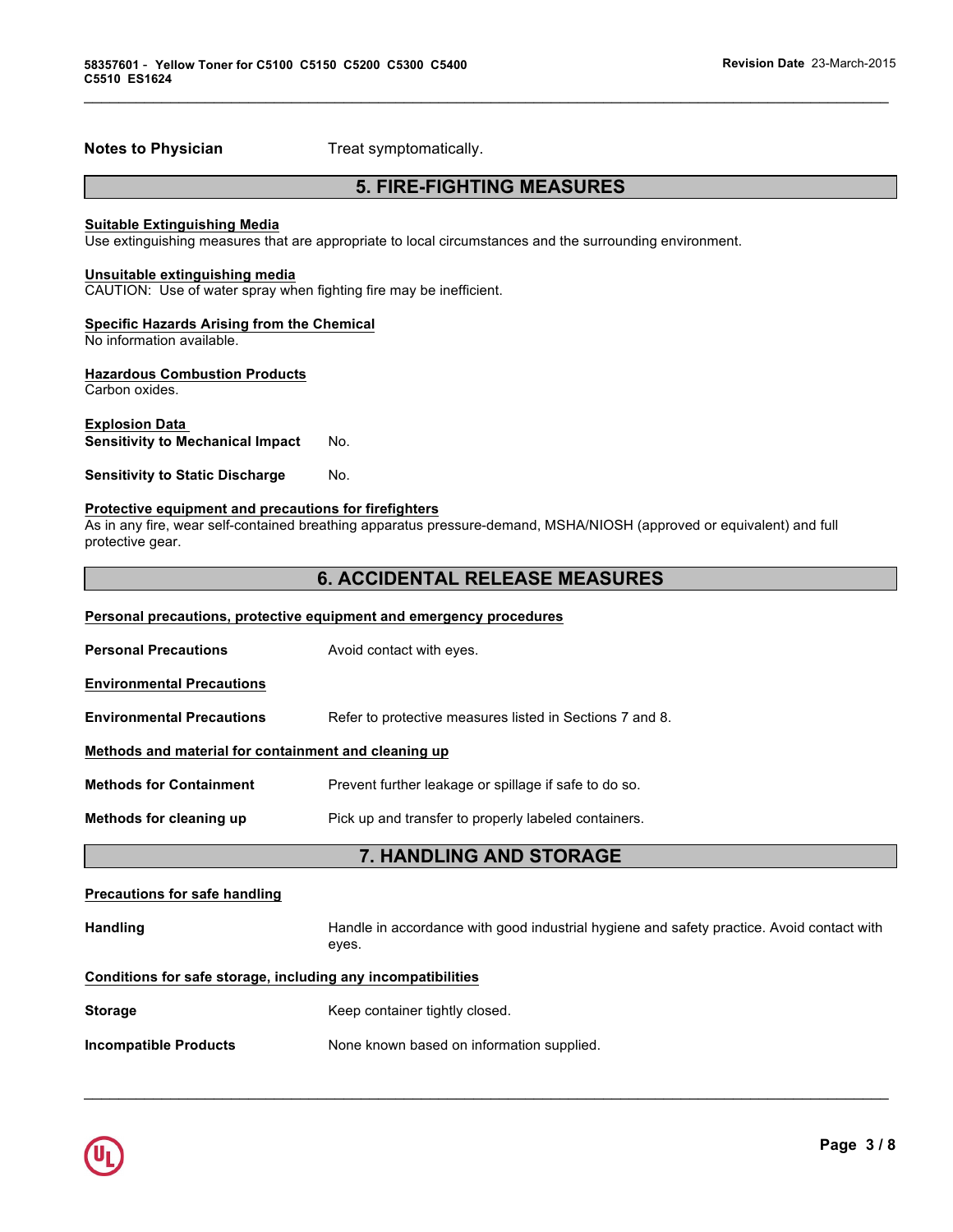**Notes to Physician** Treat symptomatically.

## 5. FIRE-FIGHTING MEASURES

**Suitable Extinguishing Media**
Use extinguishing measures that are appropriate to local circumstances and the surrounding environment.

**Unsuitable extinguishing media**
CAUTION: Use of water spray when fighting fire may be inefficient.

**Specific Hazards Arising from the Chemical**
No information available.

**Hazardous Combustion Products**
Carbon oxides.

**Explosion Data**

**Sensitivity to Mechanical Impact** No.

**Sensitivity to Static Discharge** No.

**Protective equipment and precautions for firefighters**
As in any fire, wear self-contained breathing apparatus pressure-demand, MSHA/NIOSH (approved or equivalent) and full protective gear.

## 6. ACCIDENTAL RELEASE MEASURES

**Personal precautions, protective equipment and emergency procedures**

**Personal Precautions** Avoid contact with eyes.

**Environmental Precautions**

**Environmental Precautions** Refer to protective measures listed in Sections 7 and 8.

**Methods and material for containment and cleaning up**

**Methods for Containment** Prevent further leakage or spillage if safe to do so.

**Methods for cleaning up** Pick up and transfer to properly labeled containers.

## 7. HANDLING AND STORAGE

**Precautions for safe handling**

**Handling** Handle in accordance with good industrial hygiene and safety practice. Avoid contact with eyes.

**Conditions for safe storage, including any incompatibilities**

**Storage** Keep container tightly closed.

**Incompatible Products** None known based on information supplied.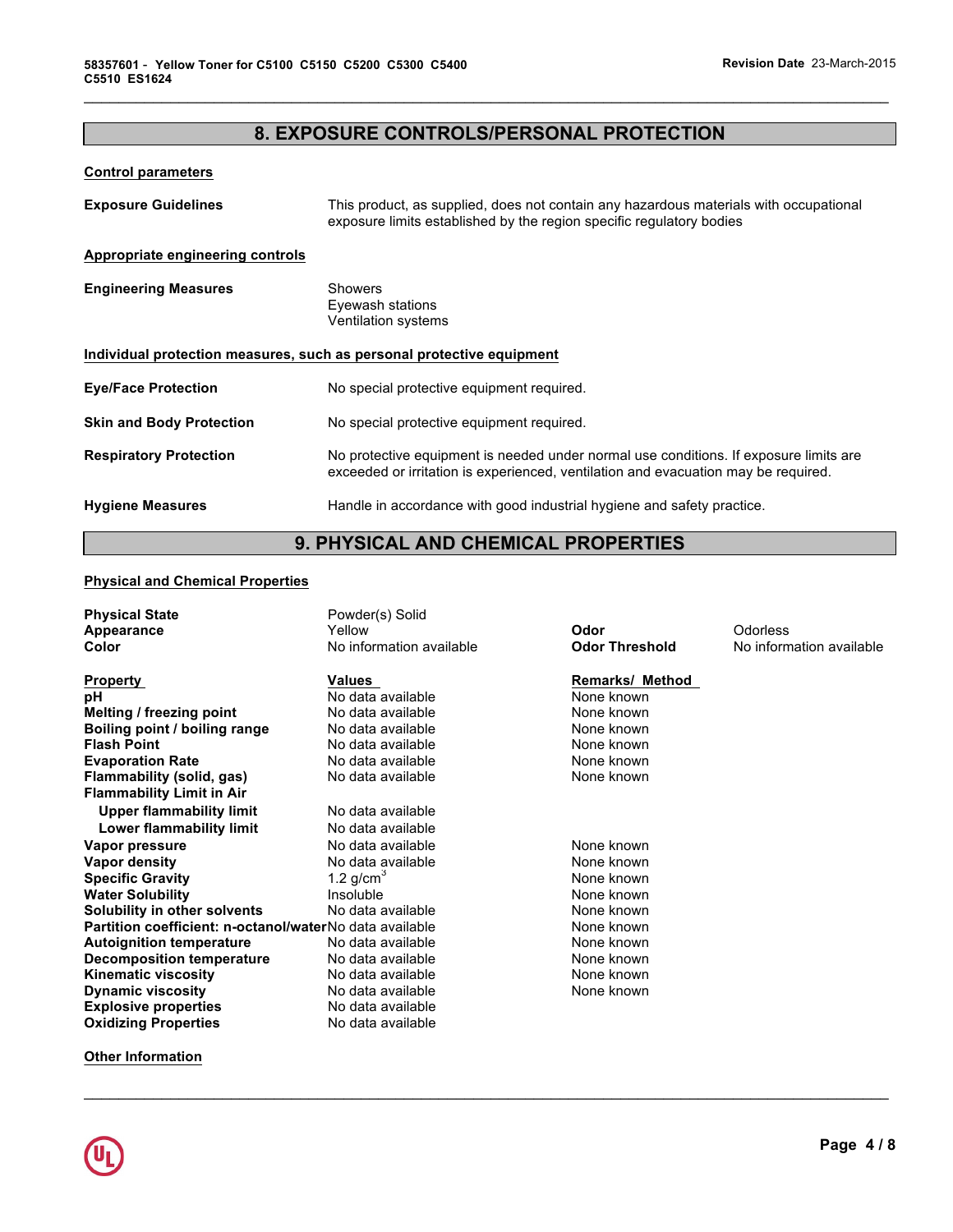## 8. EXPOSURE CONTROLS/PERSONAL PROTECTION

**Control parameters**

**Exposure Guidelines** — This product, as supplied, does not contain any hazardous materials with occupational exposure limits established by the region specific regulatory bodies

**Appropriate engineering controls**

**Engineering Measures** — Showers
Eyewash stations
Ventilation systems

**Individual protection measures, such as personal protective equipment**

**Eye/Face Protection** — No special protective equipment required.

**Skin and Body Protection** — No special protective equipment required.

**Respiratory Protection** — No protective equipment is needed under normal use conditions. If exposure limits are exceeded or irritation is experienced, ventilation and evacuation may be required.

**Hygiene Measures** — Handle in accordance with good industrial hygiene and safety practice.

## 9. PHYSICAL AND CHEMICAL PROPERTIES

**Physical and Chemical Properties**

| | | | |
|---|---|---|---|
| **Physical State** | Powder(s) Solid | | |
| **Appearance** | Yellow | **Odor** | Odorless |
| **Color** | No information available | **Odor Threshold** | No information available |

| **Property** | **Values** | **Remarks/ Method** |
|---|---|---|
| **pH** | No data available | None known |
| **Melting / freezing point** | No data available | None known |
| **Boiling point / boiling range** | No data available | None known |
| **Flash Point** | No data available | None known |
| **Evaporation Rate** | No data available | None known |
| **Flammability (solid, gas)** | No data available | None known |
| **Flammability Limit in Air** | | |
| **Upper flammability limit** | No data available | |
| **Lower flammability limit** | No data available | |
| **Vapor pressure** | No data available | None known |
| **Vapor density** | No data available | None known |
| **Specific Gravity** | 1.2 g/cm$^3$ | None known |
| **Water Solubility** | Insoluble | None known |
| **Solubility in other solvents** | No data available | None known |
| **Partition coefficient: n-octanol/water** | No data available | None known |
| **Autoignition temperature** | No data available | None known |
| **Decomposition temperature** | No data available | None known |
| **Kinematic viscosity** | No data available | None known |
| **Dynamic viscosity** | No data available | None known |
| **Explosive properties** | No data available | |
| **Oxidizing Properties** | No data available | |

**Other Information**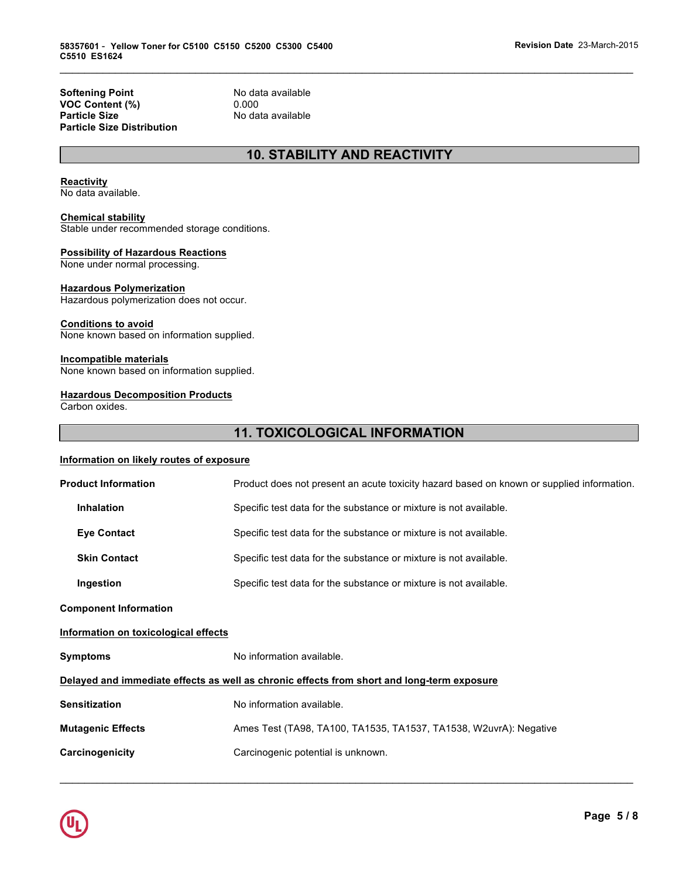| | |
|---|---|
| **Softening Point** | No data available |
| **VOC Content (%)** | 0.000 |
| **Particle Size** | No data available |
| **Particle Size Distribution** | |

## 10. STABILITY AND REACTIVITY

**Reactivity**
No data available.

**Chemical stability**
Stable under recommended storage conditions.

**Possibility of Hazardous Reactions**
None under normal processing.

**Hazardous Polymerization**
Hazardous polymerization does not occur.

**Conditions to avoid**
None known based on information supplied.

**Incompatible materials**
None known based on information supplied.

**Hazardous Decomposition Products**
Carbon oxides.

## 11. TOXICOLOGICAL INFORMATION

**Information on likely routes of exposure**

| | |
|---|---|
| **Product Information** | Product does not present an acute toxicity hazard based on known or supplied information. |
| **Inhalation** | Specific test data for the substance or mixture is not available. |
| **Eye Contact** | Specific test data for the substance or mixture is not available. |
| **Skin Contact** | Specific test data for the substance or mixture is not available. |
| **Ingestion** | Specific test data for the substance or mixture is not available. |

**Component Information**

**Information on toxicological effects**

| | |
|---|---|
| **Symptoms** | No information available. |

**Delayed and immediate effects as well as chronic effects from short and long-term exposure**

| | |
|---|---|
| **Sensitization** | No information available. |
| **Mutagenic Effects** | Ames Test (TA98, TA100, TA1535, TA1537, TA1538, W2uvrA): Negative |
| **Carcinogenicity** | Carcinogenic potential is unknown. |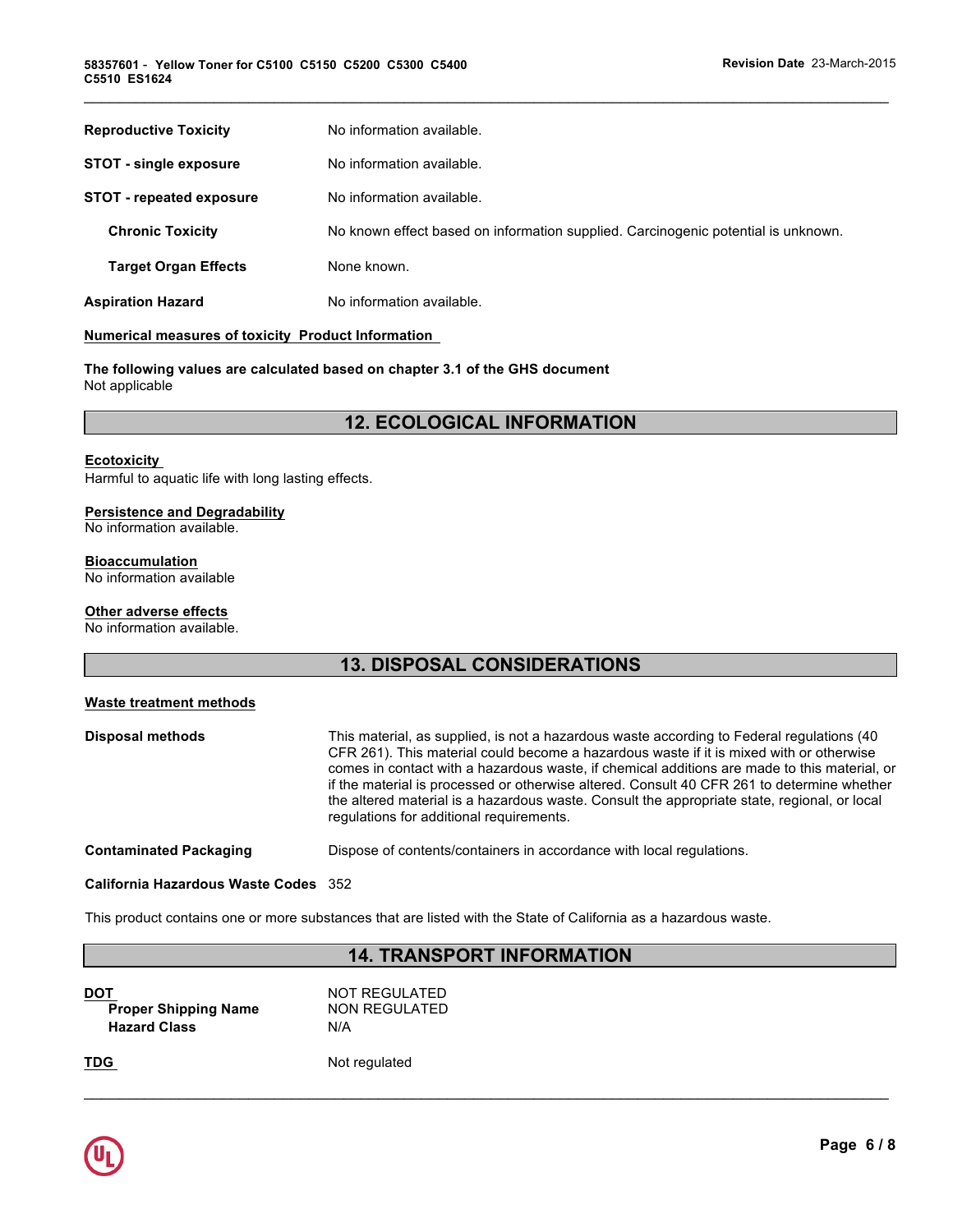| | |
|---|---|
| **Reproductive Toxicity** | No information available. |
| **STOT - single exposure** | No information available. |
| **STOT - repeated exposure** | No information available. |
| **Chronic Toxicity** | No known effect based on information supplied. Carcinogenic potential is unknown. |
| **Target Organ Effects** | None known. |
| **Aspiration Hazard** | No information available. |

**Numerical measures of toxicity Product Information**

**The following values are calculated based on chapter 3.1 of the GHS document**
Not applicable

## 12. ECOLOGICAL INFORMATION

**Ecotoxicity**
Harmful to aquatic life with long lasting effects.

**Persistence and Degradability**
No information available.

**Bioaccumulation**
No information available

**Other adverse effects**
No information available.

## 13. DISPOSAL CONSIDERATIONS

**Waste treatment methods**

| | |
|---|---|
| **Disposal methods** | This material, as supplied, is not a hazardous waste according to Federal regulations (40 CFR 261). This material could become a hazardous waste if it is mixed with or otherwise comes in contact with a hazardous waste, if chemical additions are made to this material, or if the material is processed or otherwise altered. Consult 40 CFR 261 to determine whether the altered material is a hazardous waste. Consult the appropriate state, regional, or local regulations for additional requirements. |
| **Contaminated Packaging** | Dispose of contents/containers in accordance with local regulations. |
| **California Hazardous Waste Codes** | 352 |

This product contains one or more substances that are listed with the State of California as a hazardous waste.

## 14. TRANSPORT INFORMATION

| | |
|---|---|
| **DOT** | NOT REGULATED |
| **Proper Shipping Name** | NON REGULATED |
| **Hazard Class** | N/A |
| **TDG** | Not regulated |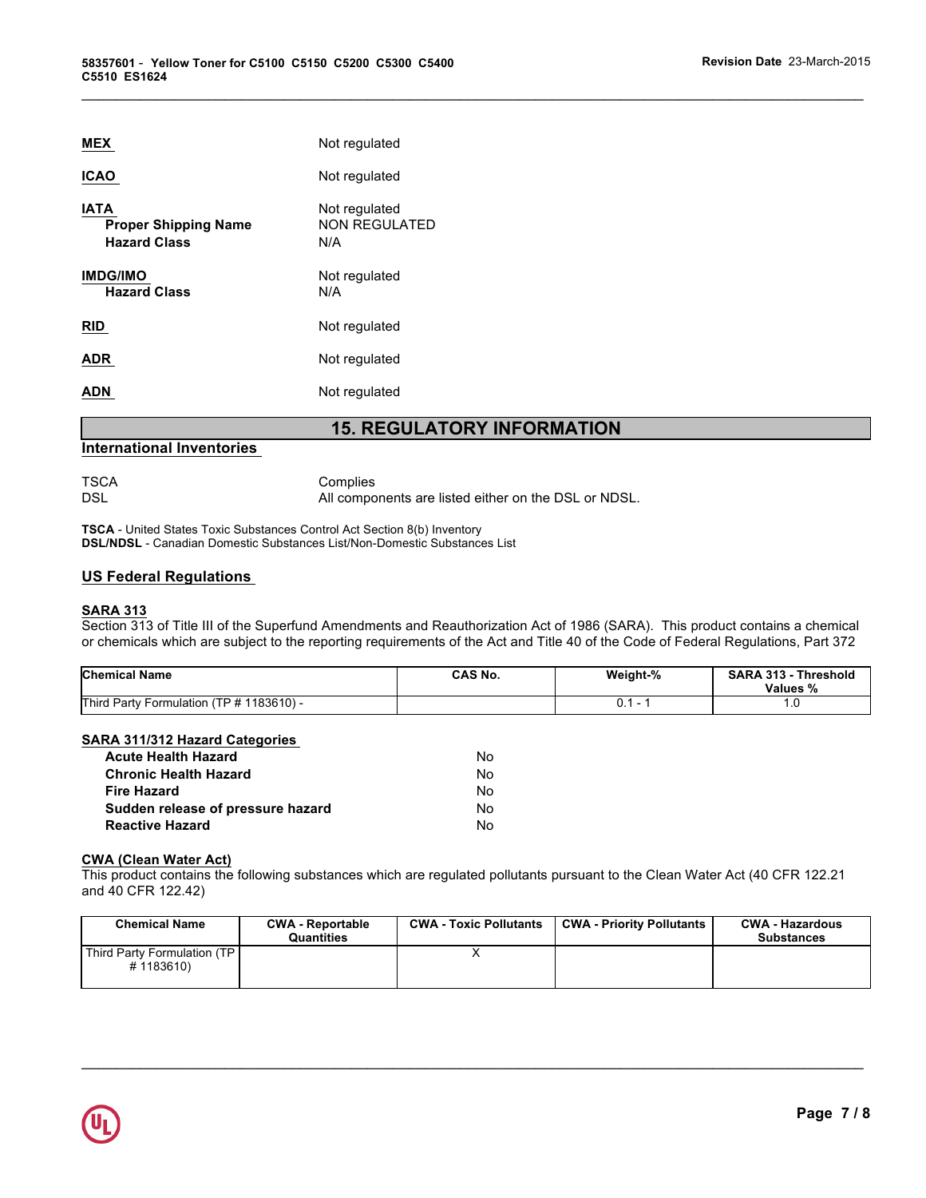**MEX** Not regulated

**ICAO** Not regulated

**IATA** Not regulated
**Proper Shipping Name** NON REGULATED
**Hazard Class** N/A

**IMDG/IMO** Not regulated
**Hazard Class** N/A

**RID** Not regulated

**ADR** Not regulated

**ADN** Not regulated

## 15. REGULATORY INFORMATION

### International Inventories

TSCA Complies
DSL All components are listed either on the DSL or NDSL.

**TSCA** - United States Toxic Substances Control Act Section 8(b) Inventory
**DSL/NDSL** - Canadian Domestic Substances List/Non-Domestic Substances List

### US Federal Regulations

**SARA 313**
Section 313 of Title III of the Superfund Amendments and Reauthorization Act of 1986 (SARA). This product contains a chemical or chemicals which are subject to the reporting requirements of the Act and Title 40 of the Code of Federal Regulations, Part 372

| Chemical Name | CAS No. | Weight-% | SARA 313 - Threshold Values % |
|---|---|---|---|
| Third Party Formulation (TP # 1183610) - | | 0.1 - 1 | 1.0 |

**SARA 311/312 Hazard Categories**

| | |
|---|---|
| **Acute Health Hazard** | No |
| **Chronic Health Hazard** | No |
| **Fire Hazard** | No |
| **Sudden release of pressure hazard** | No |
| **Reactive Hazard** | No |

**CWA (Clean Water Act)**
This product contains the following substances which are regulated pollutants pursuant to the Clean Water Act (40 CFR 122.21 and 40 CFR 122.42)

| Chemical Name | CWA - Reportable Quantities | CWA - Toxic Pollutants | CWA - Priority Pollutants | CWA - Hazardous Substances |
|---|---|---|---|---|
| Third Party Formulation (TP # 1183610) | | X | | |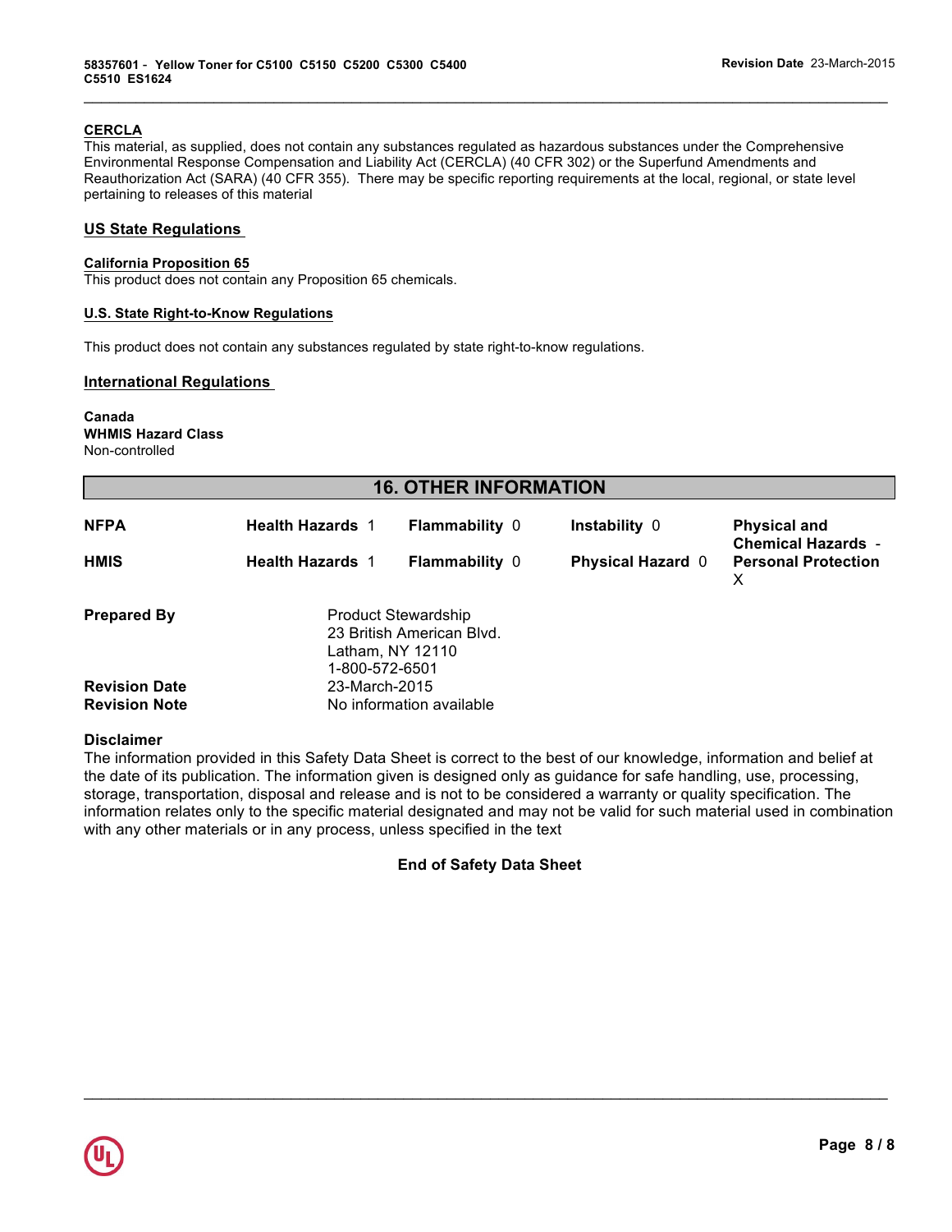### CERCLA

This material, as supplied, does not contain any substances regulated as hazardous substances under the Comprehensive Environmental Response Compensation and Liability Act (CERCLA) (40 CFR 302) or the Superfund Amendments and Reauthorization Act (SARA) (40 CFR 355). There may be specific reporting requirements at the local, regional, or state level pertaining to releases of this material

### US State Regulations

#### California Proposition 65

This product does not contain any Proposition 65 chemicals.

#### U.S. State Right-to-Know Regulations

This product does not contain any substances regulated by state right-to-know regulations.

### International Regulations

**Canada**
**WHMIS Hazard Class**
Non-controlled

## 16. OTHER INFORMATION

| | | | | |
|---|---|---|---|---|
| **NFPA** | **Health Hazards** 1 | **Flammability** 0 | **Instability** 0 | **Physical and Chemical Hazards** - |
| **HMIS** | **Health Hazards** 1 | **Flammability** 0 | **Physical Hazard** 0 | **Personal Protection** X |

**Prepared By**
Product Stewardship
23 British American Blvd.
Latham, NY 12110
1-800-572-6501

**Revision Date** 23-March-2015
**Revision Note** No information available

**Disclaimer**
The information provided in this Safety Data Sheet is correct to the best of our knowledge, information and belief at the date of its publication. The information given is designed only as guidance for safe handling, use, processing, storage, transportation, disposal and release and is not to be considered a warranty or quality specification. The information relates only to the specific material designated and may not be valid for such material used in combination with any other materials or in any process, unless specified in the text

**End of Safety Data Sheet**